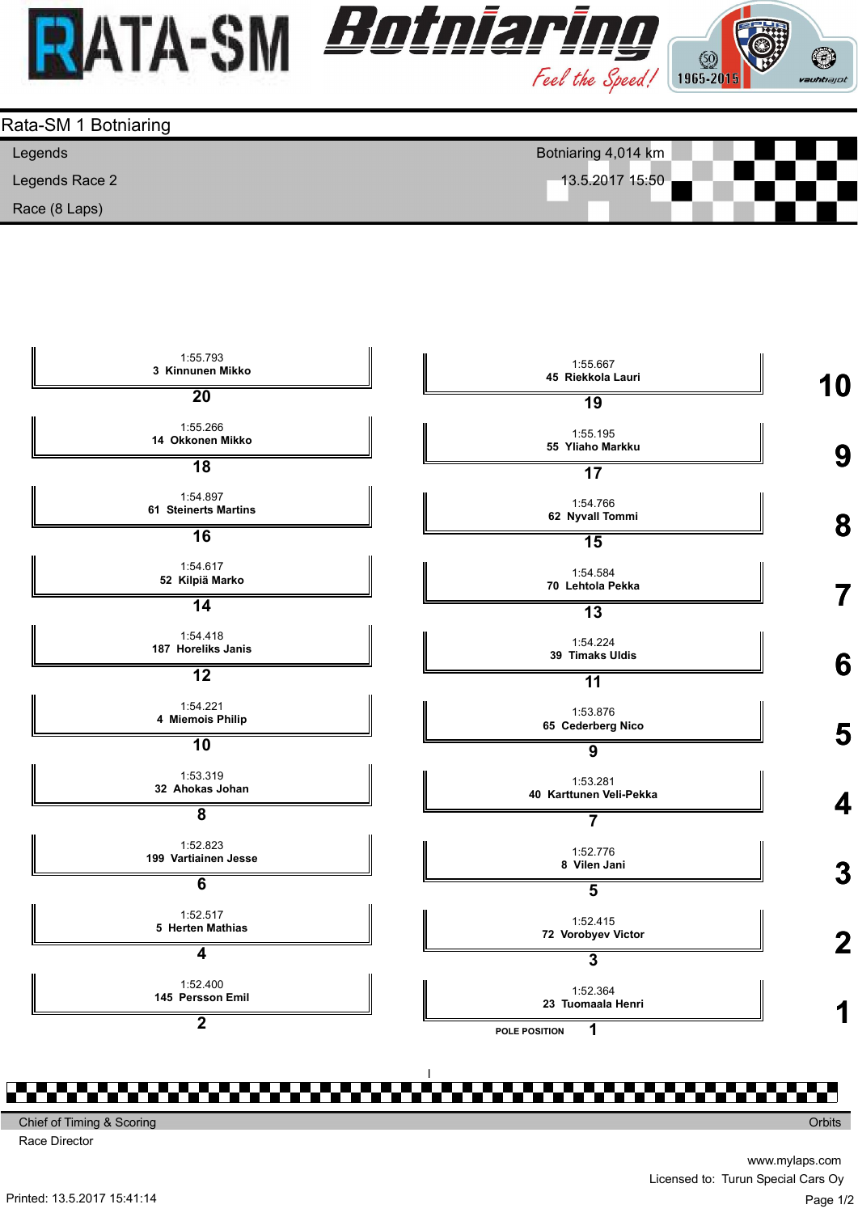# Rata-SM 1 Botniaring

Legends
Legends Race 2
Race (8 Laps)

Botniaring 4,014 km
13.5.2017 15:50

| Row | Position | No | Driver | Time | Position | No | Driver | Time |
|---|---|---|---|---|---|---|---|---|
| 1 | 1 (POLE POSITION) | 23 | Tuomaala Henri | 1:52.364 | 2 | 145 | Persson Emil | 1:52.400 |
| 2 | 3 | 72 | Vorobyev Victor | 1:52.415 | 4 | 5 | Herten Mathias | 1:52.517 |
| 3 | 5 | 8 | Vilen Jani | 1:52.776 | 6 | 199 | Vartiainen Jesse | 1:52.823 |
| 4 | 7 | 40 | Karttunen Veli-Pekka | 1:53.281 | 8 | 32 | Ahokas Johan | 1:53.319 |
| 5 | 9 | 65 | Cederberg Nico | 1:53.876 | 10 | 4 | Miemois Philip | 1:54.221 |
| 6 | 11 | 39 | Timaks Uldis | 1:54.224 | 12 | 187 | Horeliks Janis | 1:54.418 |
| 7 | 13 | 70 | Lehtola Pekka | 1:54.584 | 14 | 52 | Kilpiä Marko | 1:54.617 |
| 8 | 15 | 62 | Nyvall Tommi | 1:54.766 | 16 | 61 | Steinerts Martins | 1:54.897 |
| 9 | 17 | 55 | Yliaho Markku | 1:55.195 | 18 | 14 | Okkonen Mikko | 1:55.266 |
| 10 | 19 | 45 | Riekkola Lauri | 1:55.667 | 20 | 3 | Kinnunen Mikko | 1:55.793 |

Chief of Timing & Scoring
Race Director

Orbits

www.mylaps.com
Licensed to: Turun Special Cars Oy

Printed: 13.5.2017 15:41:14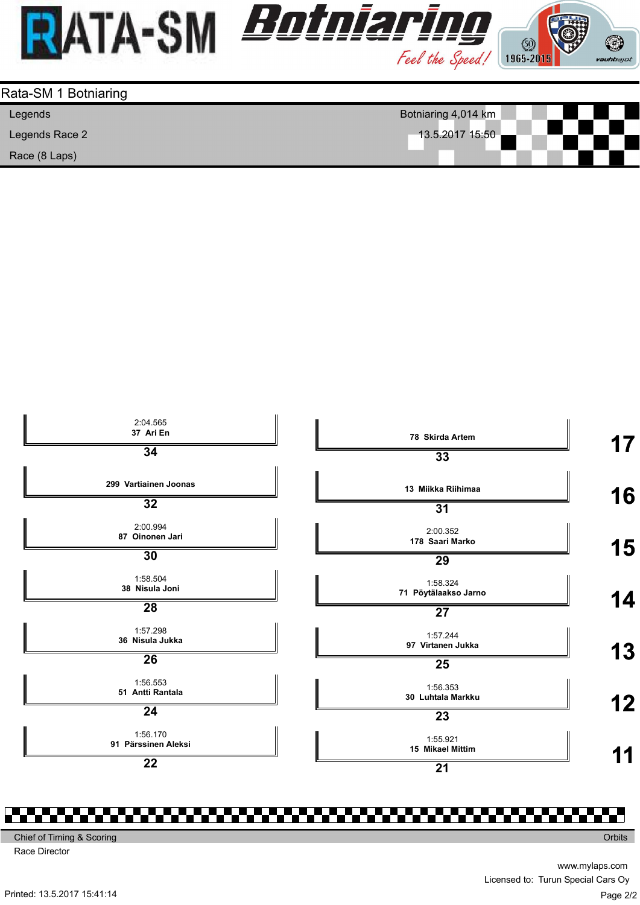# Rata-SM 1 Botniaring

Legends

Legends Race 2

Race (8 Laps)

Botniaring 4,014 km

13.5.2017 15:50

| Row | Left position | Left driver | Left time | Right position | Right driver | Right time |
|---|---|---|---|---|---|---|
| 17 | 34 | 37 Ari En | 2:04.565 | 33 | 78 Skirda Artem | |
| 16 | 32 | 299 Vartiainen Joonas | | 31 | 13 Miikka Riihimaa | |
| 15 | 30 | 87 Oinonen Jari | 2:00.994 | 29 | 178 Saari Marko | 2:00.352 |
| 14 | 28 | 38 Nisula Joni | 1:58.504 | 27 | 71 Pöytälaakso Jarno | 1:58.324 |
| 13 | 26 | 36 Nisula Jukka | 1:57.298 | 25 | 97 Virtanen Jukka | 1:57.244 |
| 12 | 24 | 51 Antti Rantala | 1:56.553 | 23 | 30 Luhtala Markku | 1:56.353 |
| 11 | 22 | 91 Pärssinen Aleksi | 1:56.170 | 21 | 15 Mikael Mittim | 1:55.921 |

Chief of Timing & Scoring

Race Director

Orbits

www.mylaps.com

Licensed to: Turun Special Cars Oy

Printed: 13.5.2017 15:41:14